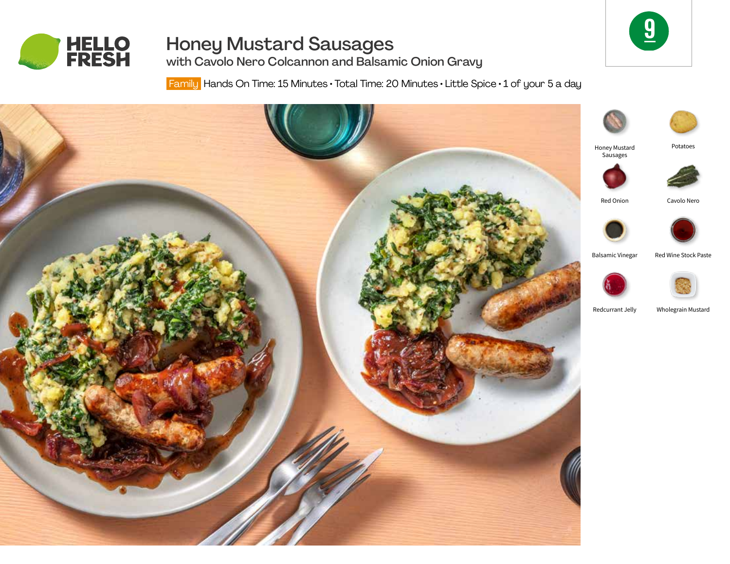# Honey Mustard Sausages

## with Cavolo Nero Colcannon and Balsamic Onion Gravy

Family Hands On Time: 15 Minutes • Total Time: 20 Minutes • Little Spice • 1 of your 5 a day

9

- Honey Mustard Sausages
- Potatoes
- Red Onion
- Cavolo Nero
- Balsamic Vinegar
- Red Wine Stock Paste
- Redcurrant Jelly
- Wholegrain Mustard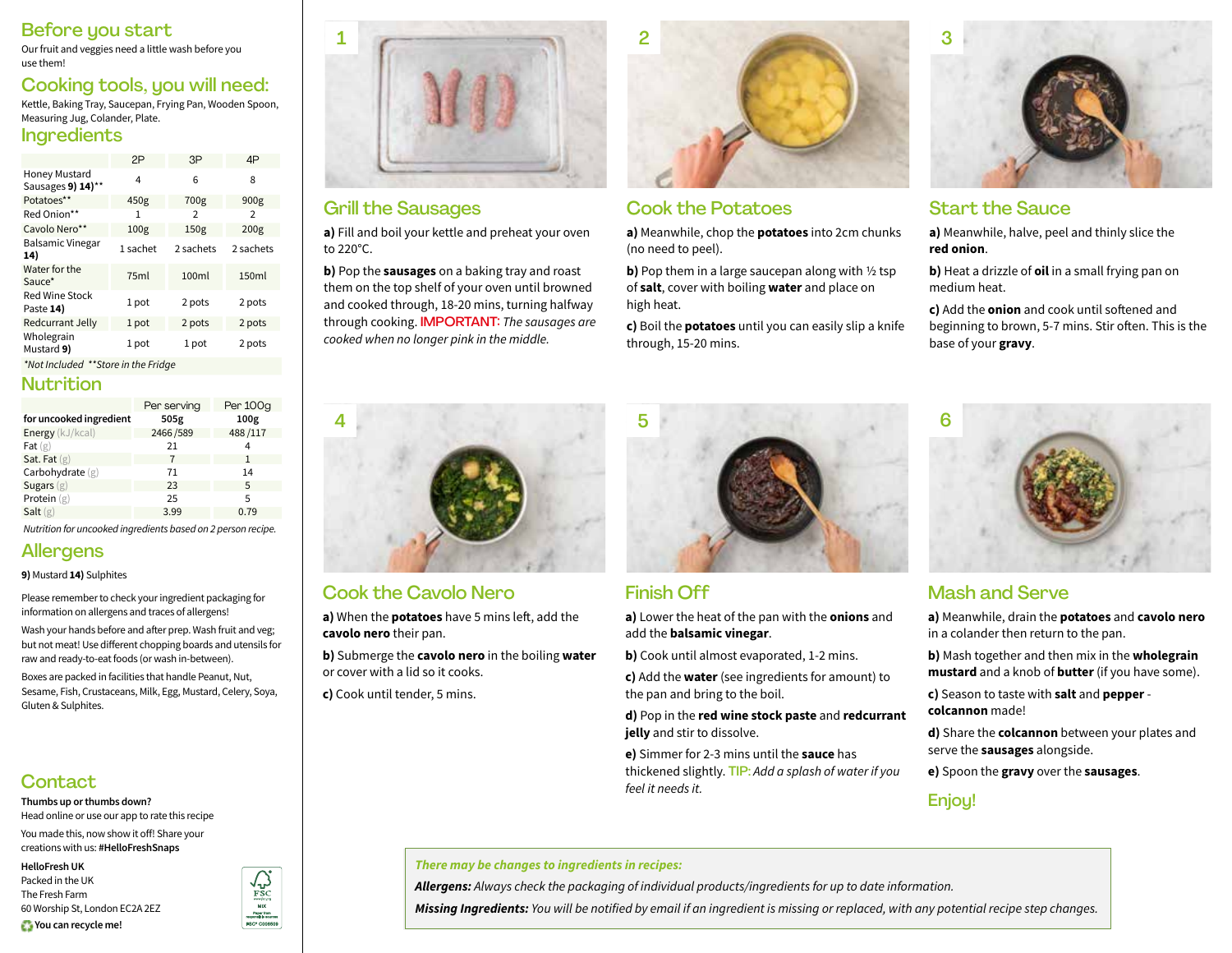## Before you start

Our fruit and veggies need a little wash before you use them!

## Cooking tools, you will need:

Kettle, Baking Tray, Saucepan, Frying Pan, Wooden Spoon, Measuring Jug, Colander, Plate.

## Ingredients

| | 2P | 3P | 4P |
|---|---|---|---|
| Honey Mustard Sausages **9) 14)**** | 4 | 6 | 8 |
| Potatoes** | 450g | 700g | 900g |
| Red Onion** | 1 | 2 | 2 |
| Cavolo Nero** | 100g | 150g | 200g |
| Balsamic Vinegar **14)** | 1 sachet | 2 sachets | 2 sachets |
| Water for the Sauce* | 75ml | 100ml | 150ml |
| Red Wine Stock Paste **14)** | 1 pot | 2 pots | 2 pots |
| Redcurrant Jelly | 1 pot | 2 pots | 2 pots |
| Wholegrain Mustard **9)** | 1 pot | 1 pot | 2 pots |

*\*Not Included \*\*Store in the Fridge*

## Nutrition

| | Per serving | Per 100g |
|---|---|---|
| **for uncooked ingredient** | **505g** | **100g** |
| Energy (kJ/kcal) | 2466 /589 | 488 /117 |
| Fat (g) | 21 | 4 |
| Sat. Fat (g) | 7 | 1 |
| Carbohydrate (g) | 71 | 14 |
| Sugars (g) | 23 | 5 |
| Protein (g) | 25 | 5 |
| Salt (g) | 3.99 | 0.79 |

*Nutrition for uncooked ingredients based on 2 person recipe.*

## Allergens

**9)** Mustard **14)** Sulphites

Please remember to check your ingredient packaging for information on allergens and traces of allergens!

Wash your hands before and after prep. Wash fruit and veg; but not meat! Use different chopping boards and utensils for raw and ready-to-eat foods (or wash in-between).

Boxes are packed in facilities that handle Peanut, Nut, Sesame, Fish, Crustaceans, Milk, Egg, Mustard, Celery, Soya, Gluten & Sulphites.

## Contact

**Thumbs up or thumbs down?**
Head online or use our app to rate this recipe

You made this, now show it off! Share your creations with us: **#HelloFreshSnaps**

**HelloFresh UK**
Packed in the UK
The Fresh Farm
60 Worship St, London EC2A 2EZ

**You can recycle me!**

## 1 Grill the Sausages

**a)** Fill and boil your kettle and preheat your oven to 220°C.

**b)** Pop the **sausages** on a baking tray and roast them on the top shelf of your oven until browned and cooked through, 18-20 mins, turning halfway through cooking. IMPORTANT: *The sausages are cooked when no longer pink in the middle.*

## 2 Cook the Potatoes

**a)** Meanwhile, chop the **potatoes** into 2cm chunks (no need to peel).

**b)** Pop them in a large saucepan along with ½ tsp of **salt**, cover with boiling **water** and place on high heat.

**c)** Boil the **potatoes** until you can easily slip a knife through, 15-20 mins.

## 3 Start the Sauce

**a)** Meanwhile, halve, peel and thinly slice the **red onion**.

**b)** Heat a drizzle of **oil** in a small frying pan on medium heat.

**c)** Add the **onion** and cook until softened and beginning to brown, 5-7 mins. Stir often. This is the base of your **gravy**.

## 4 Cook the Cavolo Nero

**a)** When the **potatoes** have 5 mins left, add the **cavolo nero** their pan.

**b)** Submerge the **cavolo nero** in the boiling **water** or cover with a lid so it cooks.

**c)** Cook until tender, 5 mins.

## 5 Finish Off

**a)** Lower the heat of the pan with the **onions** and add the **balsamic vinegar**.

**b)** Cook until almost evaporated, 1-2 mins.

**c)** Add the **water** (see ingredients for amount) to the pan and bring to the boil.

**d)** Pop in the **red wine stock paste** and **redcurrant jelly** and stir to dissolve.

**e)** Simmer for 2-3 mins until the **sauce** has thickened slightly. TIP: *Add a splash of water if you feel it needs it.*

## 6 Mash and Serve

**a)** Meanwhile, drain the **potatoes** and **cavolo nero** in a colander then return to the pan.

**b)** Mash together and then mix in the **wholegrain mustard** and a knob of **butter** (if you have some).

**c)** Season to taste with **salt** and **pepper** - **colcannon** made!

**d)** Share the **colcannon** between your plates and serve the **sausages** alongside.

**e)** Spoon the **gravy** over the **sausages**.

### Enjoy!

***There may be changes to ingredients in recipes:***

***Allergens:*** *Always check the packaging of individual products/ingredients for up to date information.*

***Missing Ingredients:*** *You will be notified by email if an ingredient is missing or replaced, with any potential recipe step changes.*